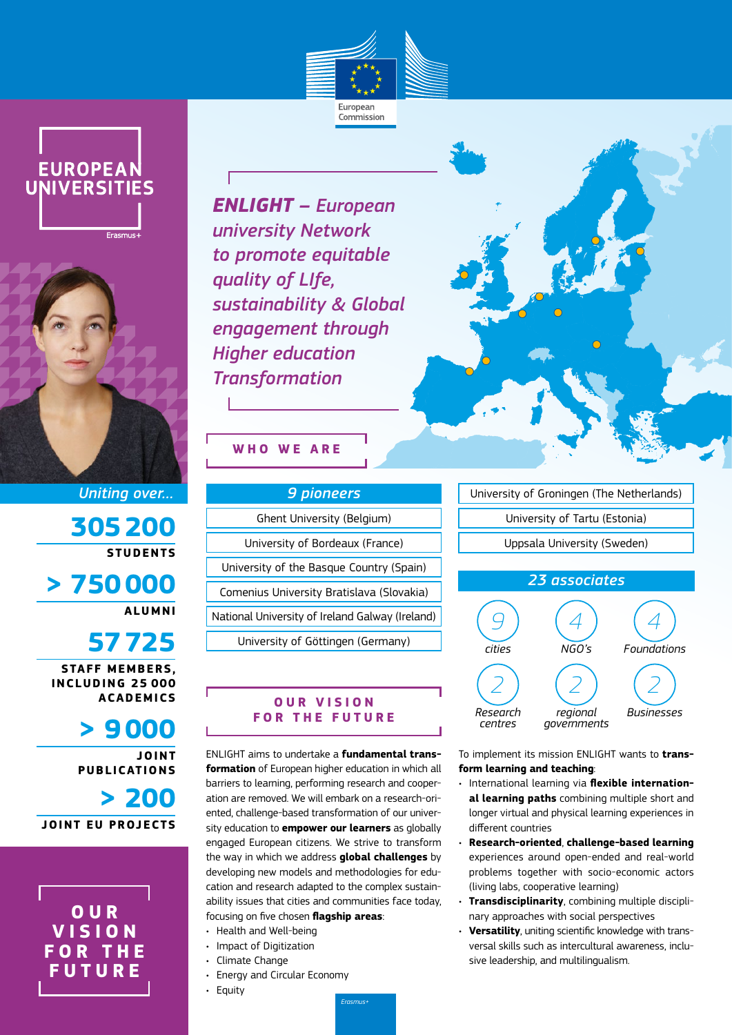European Commission

# EUROPEAN UNIVERSITIES

Erasmus+

## *ENLIGHT – European university Network to promote equitable quality of LIfe, sustainability & Global engagement through Higher education Transformation*

*Uniting over...*

**305 200**
**STUDENTS**

**> 750 000**
**ALUMNI**

**57 725**
**STAFF MEMBERS, INCLUDING 25 000 ACADEMICS**

**> 9 000**
**JOINT PUBLICATIONS**

**> 200**
**JOINT EU PROJECTS**

## WHO WE ARE

### *9 pioneers*

- Ghent University (Belgium)
- University of Bordeaux (France)
- University of the Basque Country (Spain)
- Comenius University Bratislava (Slovakia)
- National University of Ireland Galway (Ireland)
- University of Göttingen (Germany)
- University of Groningen (The Netherlands)
- University of Tartu (Estonia)
- Uppsala University (Sweden)

### *23 associates*

- 9 cities
- 4 NGO's
- 4 Foundations
- 2 Research centres
- 2 regional governments
- 2 Businesses

## OUR VISION FOR THE FUTURE

ENLIGHT aims to undertake a **fundamental transformation** of European higher education in which all barriers to learning, performing research and cooperation are removed. We will embark on a research-oriented, challenge-based transformation of our university education to **empower our learners** as globally engaged European citizens. We strive to transform the way in which we address **global challenges** by developing new models and methodologies for education and research adapted to the complex sustainability issues that cities and communities face today, focusing on five chosen **flagship areas**:

- Health and Well-being
- Impact of Digitization
- Climate Change
- Energy and Circular Economy
- Equity

To implement its mission ENLIGHT wants to **transform learning and teaching**:

- International learning via **flexible international learning paths** combining multiple short and longer virtual and physical learning experiences in different countries
- **Research-oriented**, **challenge-based learning** experiences around open-ended and real-world problems together with socio-economic actors (living labs, cooperative learning)
- **Transdisciplinarity**, combining multiple disciplinary approaches with social perspectives
- **Versatility**, uniting scientific knowledge with transversal skills such as intercultural awareness, inclusive leadership, and multilingualism.

# OUR VISION FOR THE FUTURE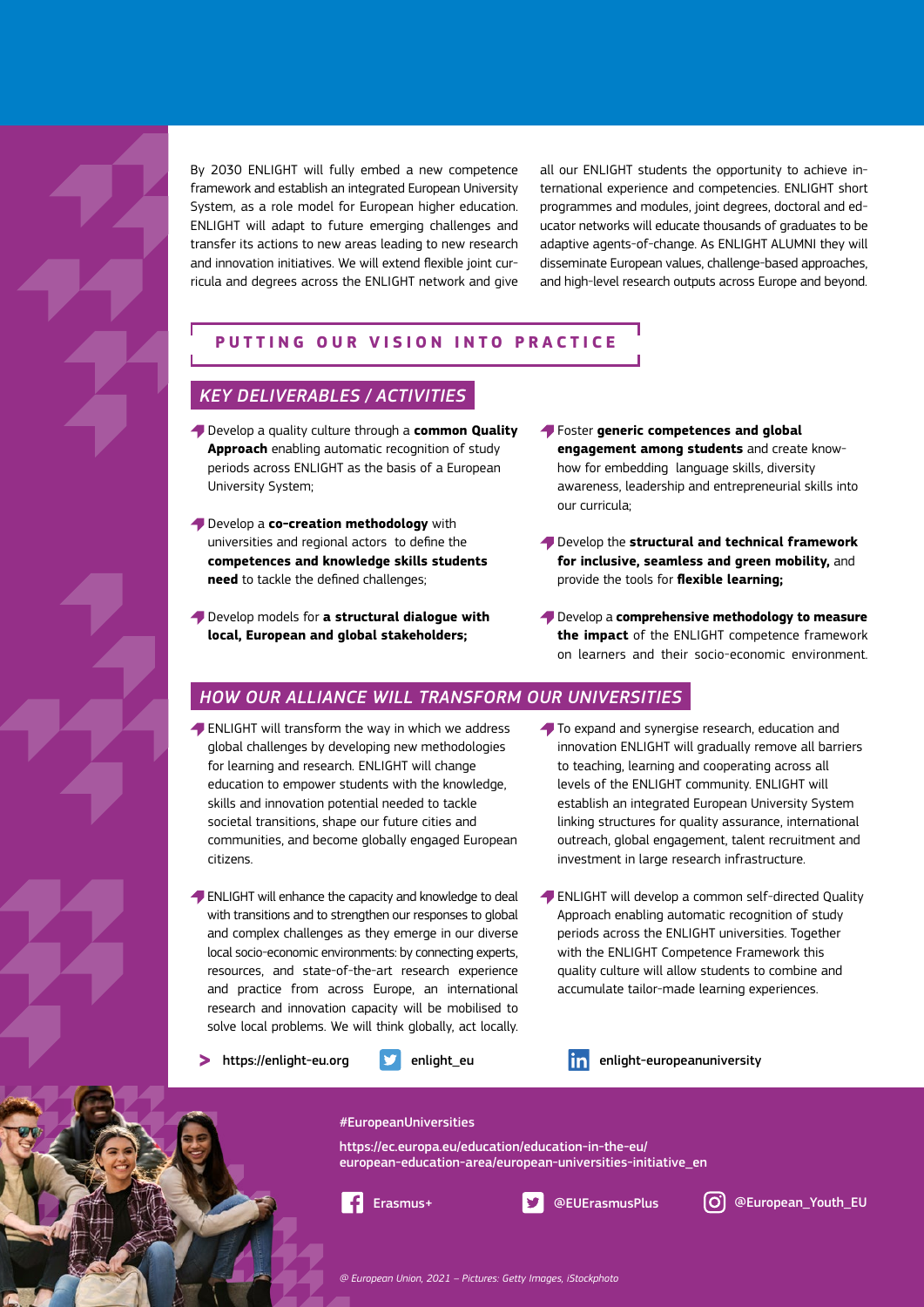By 2030 ENLIGHT will fully embed a new competence framework and establish an integrated European University System, as a role model for European higher education. ENLIGHT will adapt to future emerging challenges and transfer its actions to new areas leading to new research and innovation initiatives. We will extend flexible joint curricula and degrees across the ENLIGHT network and give all our ENLIGHT students the opportunity to achieve international experience and competencies. ENLIGHT short programmes and modules, joint degrees, doctoral and educator networks will educate thousands of graduates to be adaptive agents-of-change. As ENLIGHT ALUMNI they will disseminate European values, challenge-based approaches, and high-level research outputs across Europe and beyond.

## PUTTING OUR VISION INTO PRACTICE

### KEY DELIVERABLES / ACTIVITIES

- Develop a quality culture through a **common Quality Approach** enabling automatic recognition of study periods across ENLIGHT as the basis of a European University System;
- Develop a **co-creation methodology** with universities and regional actors to define the **competences and knowledge skills students need** to tackle the defined challenges;
- Develop models for **a structural dialogue with local, European and global stakeholders;**
- Foster **generic competences and global engagement among students** and create know-how for embedding language skills, diversity awareness, leadership and entrepreneurial skills into our curricula;
- Develop the **structural and technical framework for inclusive, seamless and green mobility,** and provide the tools for **flexible learning;**
- Develop a **comprehensive methodology to measure the impact** of the ENLIGHT competence framework on learners and their socio-economic environment.

### HOW OUR ALLIANCE WILL TRANSFORM OUR UNIVERSITIES

- ENLIGHT will transform the way in which we address global challenges by developing new methodologies for learning and research. ENLIGHT will change education to empower students with the knowledge, skills and innovation potential needed to tackle societal transitions, shape our future cities and communities, and become globally engaged European citizens.
- ENLIGHT will enhance the capacity and knowledge to deal with transitions and to strengthen our responses to global and complex challenges as they emerge in our diverse local socio-economic environments: by connecting experts, resources, and state-of-the-art research experience and practice from across Europe, an international research and innovation capacity will be mobilised to solve local problems. We will think globally, act locally.
- To expand and synergise research, education and innovation ENLIGHT will gradually remove all barriers to teaching, learning and cooperating across all levels of the ENLIGHT community. ENLIGHT will establish an integrated European University System linking structures for quality assurance, international outreach, global engagement, talent recruitment and investment in large research infrastructure.
- ENLIGHT will develop a common self-directed Quality Approach enabling automatic recognition of study periods across the ENLIGHT universities. Together with the ENLIGHT Competence Framework this quality culture will allow students to combine and accumulate tailor-made learning experiences.

> https://enlight-eu.org

enlight_eu

enlight-europeanuniversity

#EuropeanUniversities

https://ec.europa.eu/education/education-in-the-eu/european-education-area/european-universities-initiative_en

Erasmus+

@EUErasmusPlus

@European_Youth_EU

*© European Union, 2021 – Pictures: Getty Images, iStockphoto*